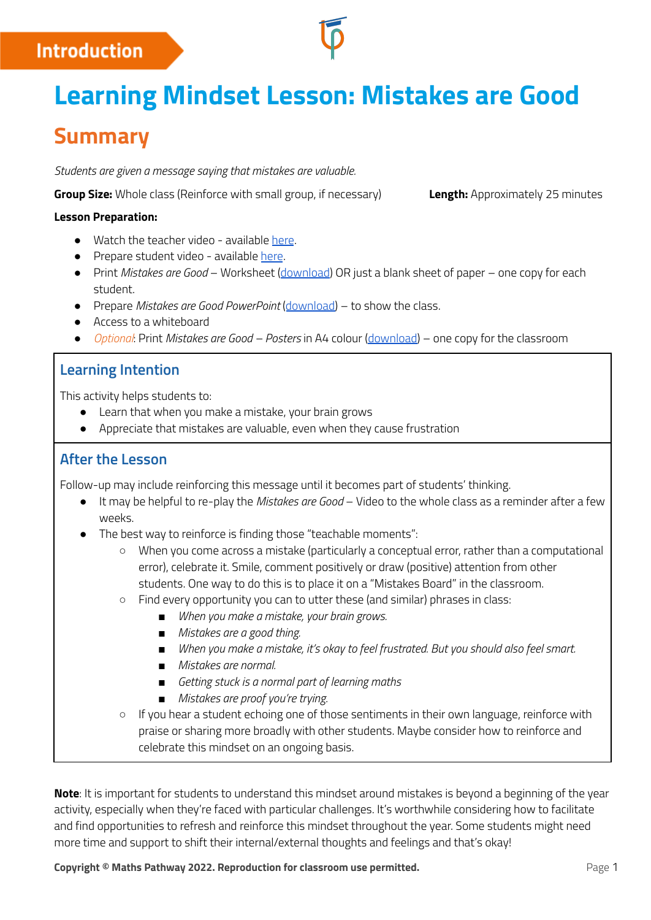Introduction

# Learning Mindset Lesson: Mistakes are Good

## Summary

*Students are given a message saying that mistakes are valuable.*

**Group Size:** Whole class (Reinforce with small group, if necessary) **Length:** Approximately 25 minutes

**Lesson Preparation:**

- Watch the teacher video - available here.
- Prepare student video - available here.
- Print *Mistakes are Good* – Worksheet (download) OR just a blank sheet of paper – one copy for each student.
- Prepare *Mistakes are Good PowerPoint* (download) – to show the class.
- Access to a whiteboard
- *Optional*: Print *Mistakes are Good – Posters* in A4 colour (download) – one copy for the classroom

### Learning Intention

This activity helps students to:

- Learn that when you make a mistake, your brain grows
- Appreciate that mistakes are valuable, even when they cause frustration

### After the Lesson

Follow-up may include reinforcing this message until it becomes part of students' thinking.

- It may be helpful to re-play the *Mistakes are Good* – Video to the whole class as a reminder after a few weeks.
- The best way to reinforce is finding those "teachable moments":
  - When you come across a mistake (particularly a conceptual error, rather than a computational error), celebrate it. Smile, comment positively or draw (positive) attention from other students. One way to do this is to place it on a "Mistakes Board" in the classroom.
  - Find every opportunity you can to utter these (and similar) phrases in class:
    - *When you make a mistake, your brain grows.*
    - *Mistakes are a good thing.*
    - *When you make a mistake, it's okay to feel frustrated. But you should also feel smart.*
    - *Mistakes are normal.*
    - *Getting stuck is a normal part of learning maths*
    - *Mistakes are proof you're trying.*
  - If you hear a student echoing one of those sentiments in their own language, reinforce with praise or sharing more broadly with other students. Maybe consider how to reinforce and celebrate this mindset on an ongoing basis.

**Note**: It is important for students to understand this mindset around mistakes is beyond a beginning of the year activity, especially when they're faced with particular challenges. It's worthwhile considering how to facilitate and find opportunities to refresh and reinforce this mindset throughout the year. Some students might need more time and support to shift their internal/external thoughts and feelings and that's okay!

**Copyright © Maths Pathway 2022. Reproduction for classroom use permitted.**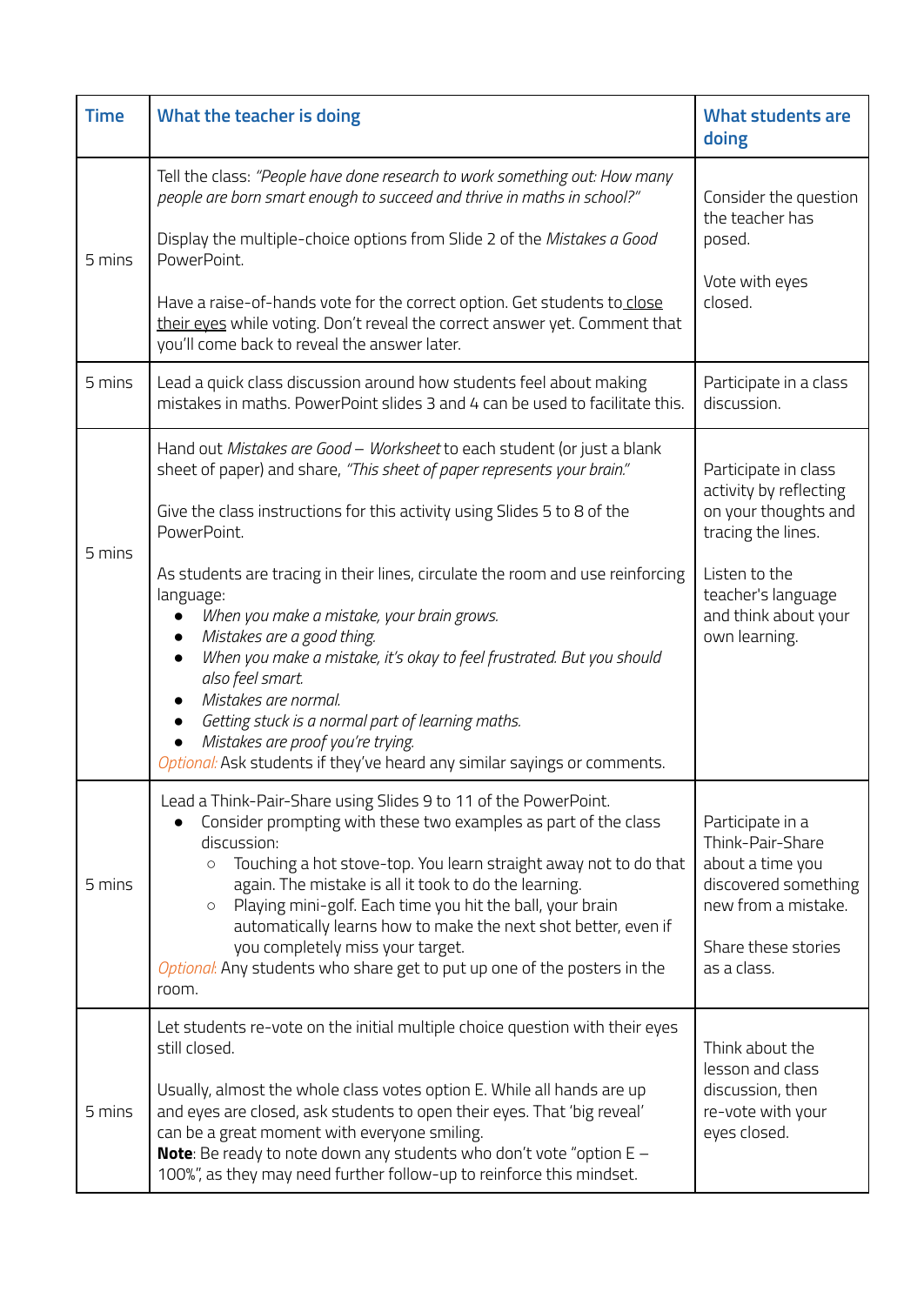| Time | What the teacher is doing | What students are doing |
|---|---|---|
| 5 mins | Tell the class: *"People have done research to work something out: How many people are born smart enough to succeed and thrive in maths in school?"*<br><br>Display the multiple-choice options from Slide 2 of the *Mistakes a Good* PowerPoint.<br><br>Have a raise-of-hands vote for the correct option. Get students to close their eyes while voting. Don't reveal the correct answer yet. Comment that you'll come back to reveal the answer later. | Consider the question the teacher has posed.<br><br>Vote with eyes closed. |
| 5 mins | Lead a quick class discussion around how students feel about making mistakes in maths. PowerPoint slides 3 and 4 can be used to facilitate this. | Participate in a class discussion. |
| 5 mins | Hand out *Mistakes are Good – Worksheet* to each student (or just a blank sheet of paper) and share, *"This sheet of paper represents your brain."*<br><br>Give the class instructions for this activity using Slides 5 to 8 of the PowerPoint.<br><br>As students are tracing in their lines, circulate the room and use reinforcing language:<br>• *When you make a mistake, your brain grows.*<br>• *Mistakes are a good thing.*<br>• *When you make a mistake, it's okay to feel frustrated. But you should also feel smart.*<br>• *Mistakes are normal.*<br>• *Getting stuck is a normal part of learning maths.*<br>• *Mistakes are proof you're trying.*<br>*Optional:* Ask students if they've heard any similar sayings or comments. | Participate in class activity by reflecting on your thoughts and tracing the lines.<br><br>Listen to the teacher's language and think about your own learning. |
| 5 mins | Lead a Think-Pair-Share using Slides 9 to 11 of the PowerPoint.<br>• Consider prompting with these two examples as part of the class discussion:<br>  ○ Touching a hot stove-top. You learn straight away not to do that again. The mistake is all it took to do the learning.<br>  ○ Playing mini-golf. Each time you hit the ball, your brain automatically learns how to make the next shot better, even if you completely miss your target.<br>*Optional:* Any students who share get to put up one of the posters in the room. | Participate in a Think-Pair-Share about a time you discovered something new from a mistake.<br><br>Share these stories as a class. |
| 5 mins | Let students re-vote on the initial multiple choice question with their eyes still closed.<br><br>Usually, almost the whole class votes option E. While all hands are up and eyes are closed, ask students to open their eyes. That 'big reveal' can be a great moment with everyone smiling.<br>**Note**: Be ready to note down any students who don't vote "option E – 100%", as they may need further follow-up to reinforce this mindset. | Think about the lesson and class discussion, then re-vote with your eyes closed. |